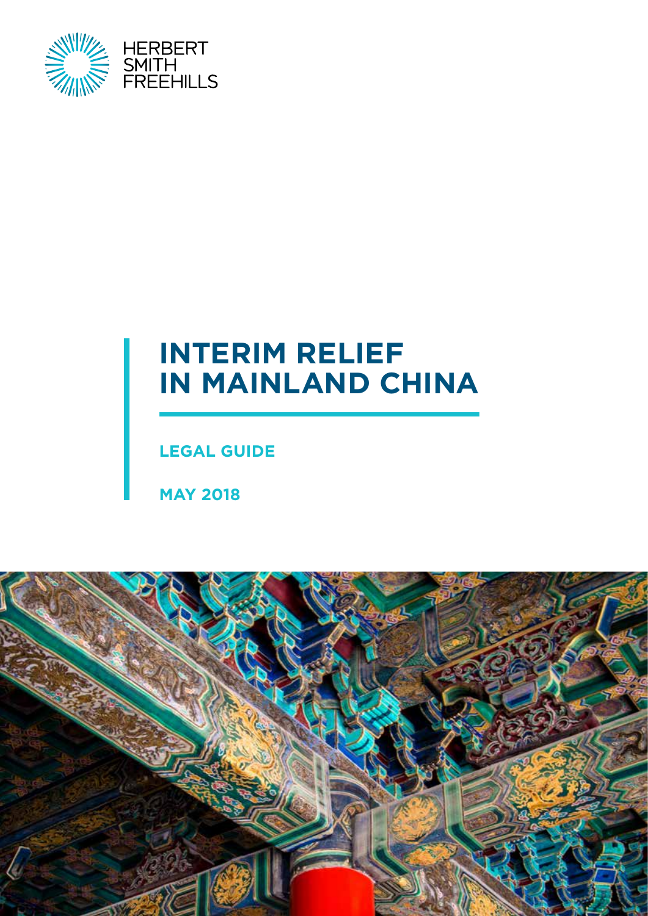HERBERT SMITH FREEHILLS

# INTERIM RELIEF IN MAINLAND CHINA

**LEGAL GUIDE**

**MAY 2018**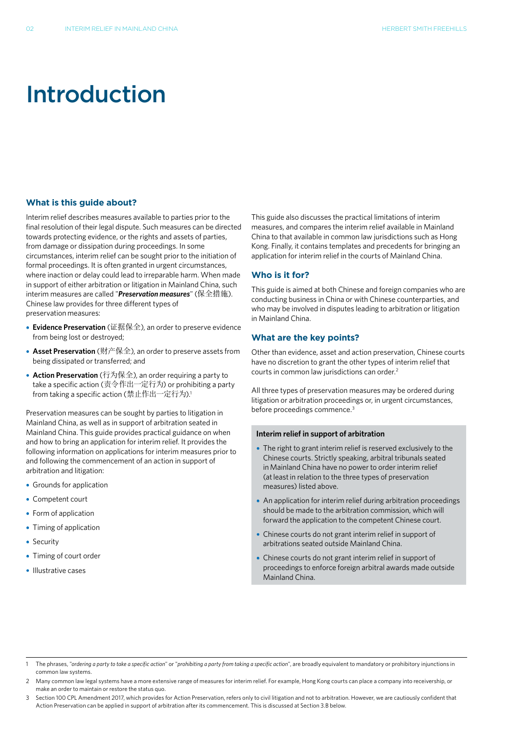# Introduction

## What is this guide about?

Interim relief describes measures available to parties prior to the final resolution of their legal dispute. Such measures can be directed towards protecting evidence, or the rights and assets of parties, from damage or dissipation during proceedings. In some circumstances, interim relief can be sought prior to the initiation of formal proceedings. It is often granted in urgent circumstances, where inaction or delay could lead to irreparable harm. When made in support of either arbitration or litigation in Mainland China, such interim measures are called "***Preservation measures***" (保全措施). Chinese law provides for three different types of preservation measures:

- **Evidence Preservation** (证据保全), an order to preserve evidence from being lost or destroyed;
- **Asset Preservation** (财产保全), an order to preserve assets from being dissipated or transferred; and
- **Action Preservation** (行为保全), an order requiring a party to take a specific action (责令作出一定行为) or prohibiting a party from taking a specific action (禁止作出一定行为).[1]

Preservation measures can be sought by parties to litigation in Mainland China, as well as in support of arbitration seated in Mainland China. This guide provides practical guidance on when and how to bring an application for interim relief. It provides the following information on applications for interim measures prior to and following the commencement of an action in support of arbitration and litigation:

- Grounds for application
- Competent court
- Form of application
- Timing of application
- Security
- Timing of court order
- Illustrative cases

This guide also discusses the practical limitations of interim measures, and compares the interim relief available in Mainland China to that available in common law jurisdictions such as Hong Kong. Finally, it contains templates and precedents for bringing an application for interim relief in the courts of Mainland China.

## Who is it for?

This guide is aimed at both Chinese and foreign companies who are conducting business in China or with Chinese counterparties, and who may be involved in disputes leading to arbitration or litigation in Mainland China.

## What are the key points?

Other than evidence, asset and action preservation, Chinese courts have no discretion to grant the other types of interim relief that courts in common law jurisdictions can order.[2]

All three types of preservation measures may be ordered during litigation or arbitration proceedings or, in urgent circumstances, before proceedings commence.[3]

**Interim relief in support of arbitration**

- The right to grant interim relief is reserved exclusively to the Chinese courts. Strictly speaking, arbitral tribunals seated in Mainland China have no power to order interim relief (at least in relation to the three types of preservation measures) listed above.
- An application for interim relief during arbitration proceedings should be made to the arbitration commission, which will forward the application to the competent Chinese court.
- Chinese courts do not grant interim relief in support of arbitrations seated outside Mainland China.
- Chinese courts do not grant interim relief in support of proceedings to enforce foreign arbitral awards made outside Mainland China.

---

1 The phrases, "*ordering a party to take a specific action*" or "*prohibiting a party from taking a specific action*", are broadly equivalent to mandatory or prohibitory injunctions in common law systems.

2 Many common law legal systems have a more extensive range of measures for interim relief. For example, Hong Kong courts can place a company into receivership, or make an order to maintain or restore the status quo.

3 Section 100 CPL Amendment 2017, which provides for Action Preservation, refers only to civil litigation and not to arbitration. However, we are cautiously confident that Action Preservation can be applied in support of arbitration after its commencement. This is discussed at Section 3.B below.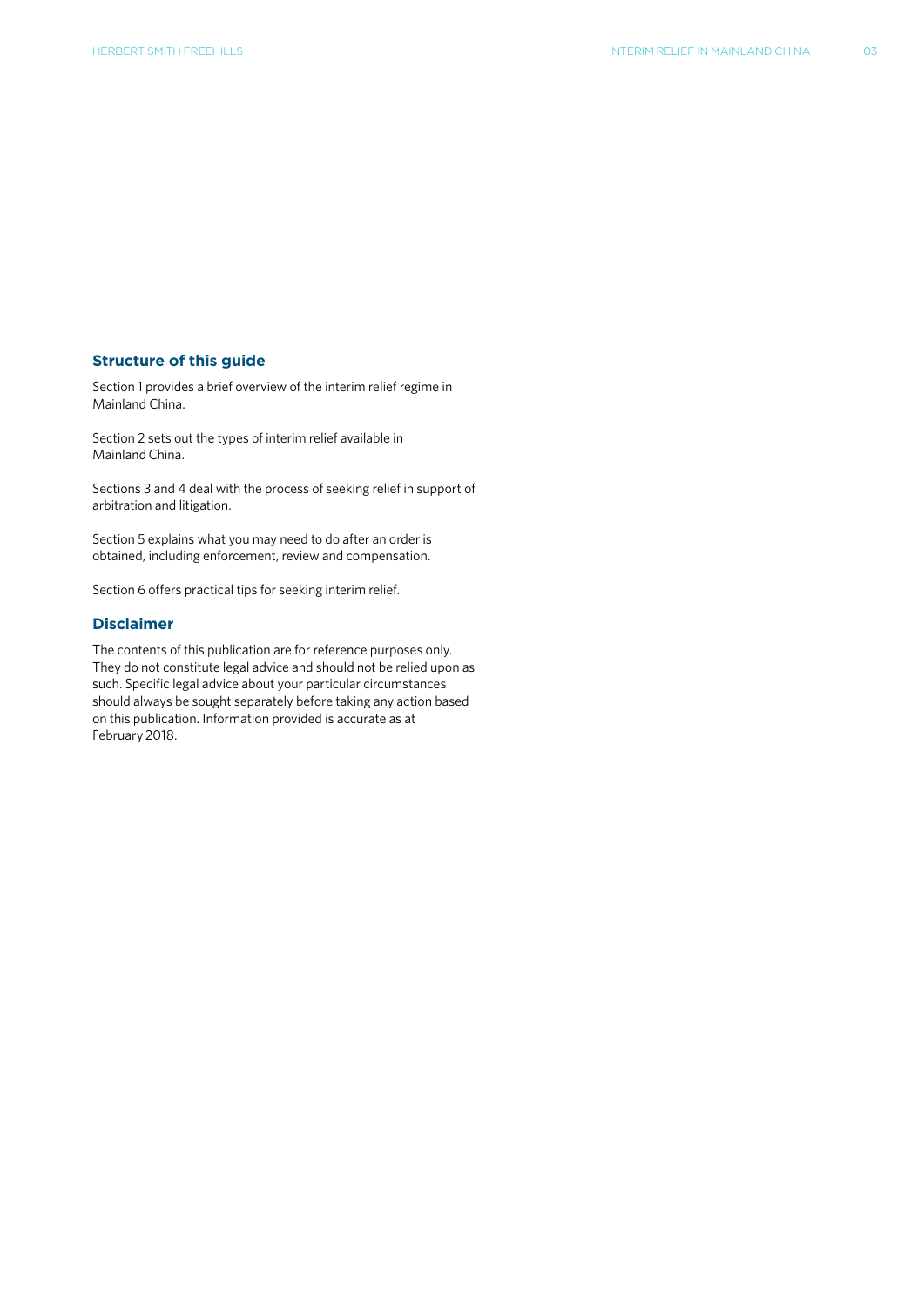## Structure of this guide

Section 1 provides a brief overview of the interim relief regime in Mainland China.

Section 2 sets out the types of interim relief available in Mainland China.

Sections 3 and 4 deal with the process of seeking relief in support of arbitration and litigation.

Section 5 explains what you may need to do after an order is obtained, including enforcement, review and compensation.

Section 6 offers practical tips for seeking interim relief.

## Disclaimer

The contents of this publication are for reference purposes only. They do not constitute legal advice and should not be relied upon as such. Specific legal advice about your particular circumstances should always be sought separately before taking any action based on this publication. Information provided is accurate as at February 2018.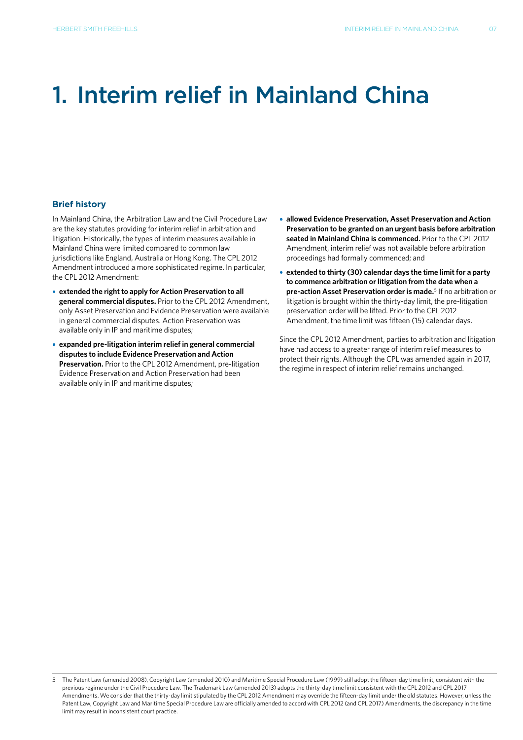# 1. Interim relief in Mainland China

## Brief history

In Mainland China, the Arbitration Law and the Civil Procedure Law are the key statutes providing for interim relief in arbitration and litigation. Historically, the types of interim measures available in Mainland China were limited compared to common law jurisdictions like England, Australia or Hong Kong. The CPL 2012 Amendment introduced a more sophisticated regime. In particular, the CPL 2012 Amendment:

- **extended the right to apply for Action Preservation to all general commercial disputes.** Prior to the CPL 2012 Amendment, only Asset Preservation and Evidence Preservation were available in general commercial disputes. Action Preservation was available only in IP and maritime disputes;
- **expanded pre-litigation interim relief in general commercial disputes to include Evidence Preservation and Action Preservation.** Prior to the CPL 2012 Amendment, pre-litigation Evidence Preservation and Action Preservation had been available only in IP and maritime disputes;
- **allowed Evidence Preservation, Asset Preservation and Action Preservation to be granted on an urgent basis before arbitration seated in Mainland China is commenced.** Prior to the CPL 2012 Amendment, interim relief was not available before arbitration proceedings had formally commenced; and
- **extended to thirty (30) calendar days the time limit for a party to commence arbitration or litigation from the date when a pre-action Asset Preservation order is made.**[5] If no arbitration or litigation is brought within the thirty-day limit, the pre-litigation preservation order will be lifted. Prior to the CPL 2012 Amendment, the time limit was fifteen (15) calendar days.

Since the CPL 2012 Amendment, parties to arbitration and litigation have had access to a greater range of interim relief measures to protect their rights. Although the CPL was amended again in 2017, the regime in respect of interim relief remains unchanged.

---

5 The Patent Law (amended 2008), Copyright Law (amended 2010) and Maritime Special Procedure Law (1999) still adopt the fifteen-day time limit, consistent with the previous regime under the Civil Procedure Law. The Trademark Law (amended 2013) adopts the thirty-day time limit consistent with the CPL 2012 and CPL 2017 Amendments. We consider that the thirty-day limit stipulated by the CPL 2012 Amendment may override the fifteen-day limit under the old statutes. However, unless the Patent Law, Copyright Law and Maritime Special Procedure Law are officially amended to accord with CPL 2012 (and CPL 2017) Amendments, the discrepancy in the time limit may result in inconsistent court practice.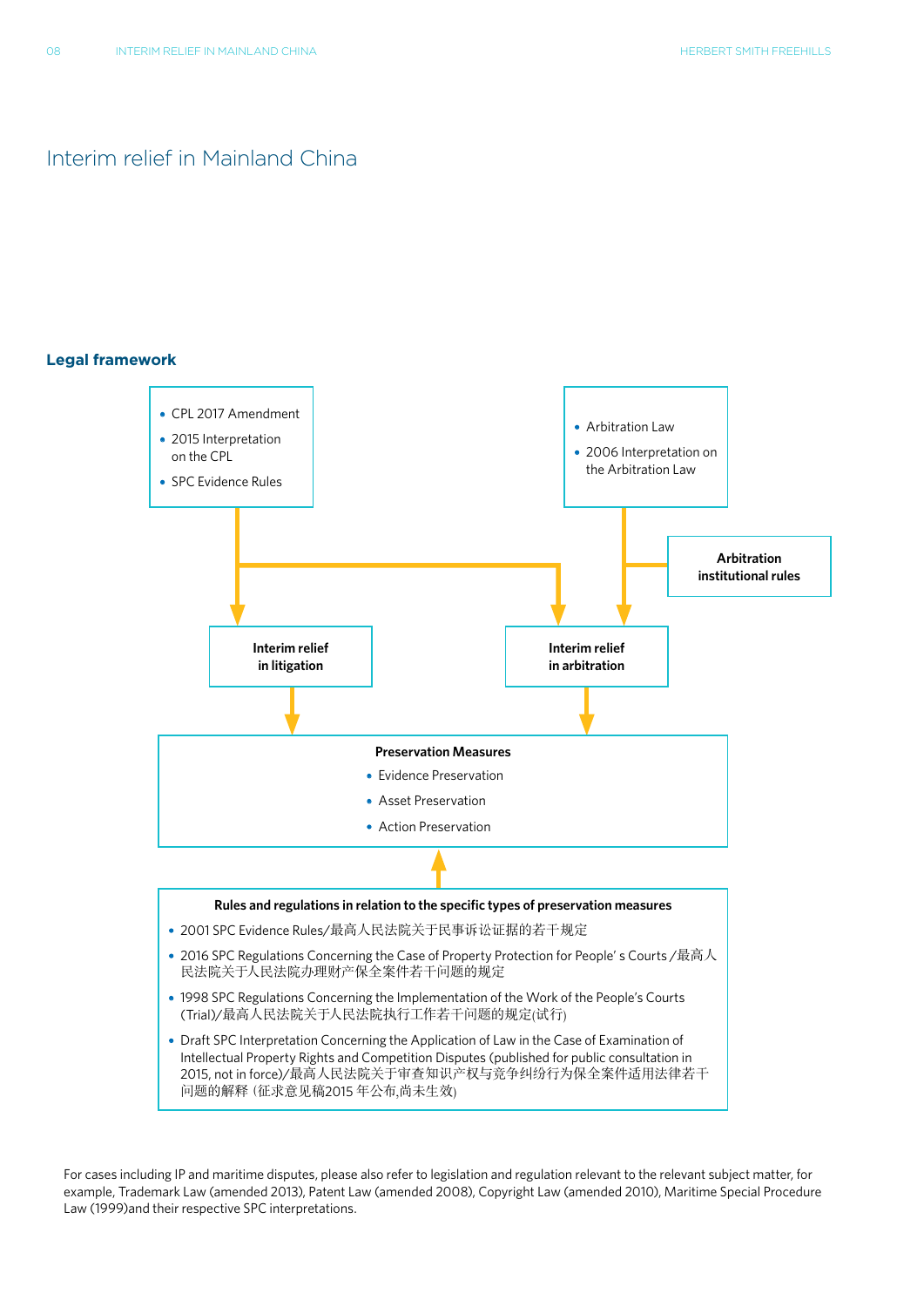# Interim relief in Mainland China

## Legal framework

- CPL 2017 Amendment
- 2015 Interpretation on the CPL
- SPC Evidence Rules

- Arbitration Law
- 2006 Interpretation on the Arbitration Law

**Arbitration institutional rules**

**Interim relief in litigation**

**Interim relief in arbitration**

**Preservation Measures**

- Evidence Preservation
- Asset Preservation
- Action Preservation

**Rules and regulations in relation to the specific types of preservation measures**

- 2001 SPC Evidence Rules/最高人民法院关于民事诉讼证据的若干规定
- 2016 SPC Regulations Concerning the Case of Property Protection for People' s Courts /最高人民法院关于人民法院办理财产保全案件若干问题的规定
- 1998 SPC Regulations Concerning the Implementation of the Work of the People's Courts (Trial)/最高人民法院关于人民法院执行工作若干问题的规定(试行)
- Draft SPC Interpretation Concerning the Application of Law in the Case of Examination of Intellectual Property Rights and Competition Disputes (published for public consultation in 2015, not in force)/最高人民法院关于审查知识产权与竞争纠纷行为保全案件适用法律若干问题的解释 (征求意见稿2015 年公布,尚未生效)

For cases including IP and maritime disputes, please also refer to legislation and regulation relevant to the relevant subject matter, for example, Trademark Law (amended 2013), Patent Law (amended 2008), Copyright Law (amended 2010), Maritime Special Procedure Law (1999)and their respective SPC interpretations.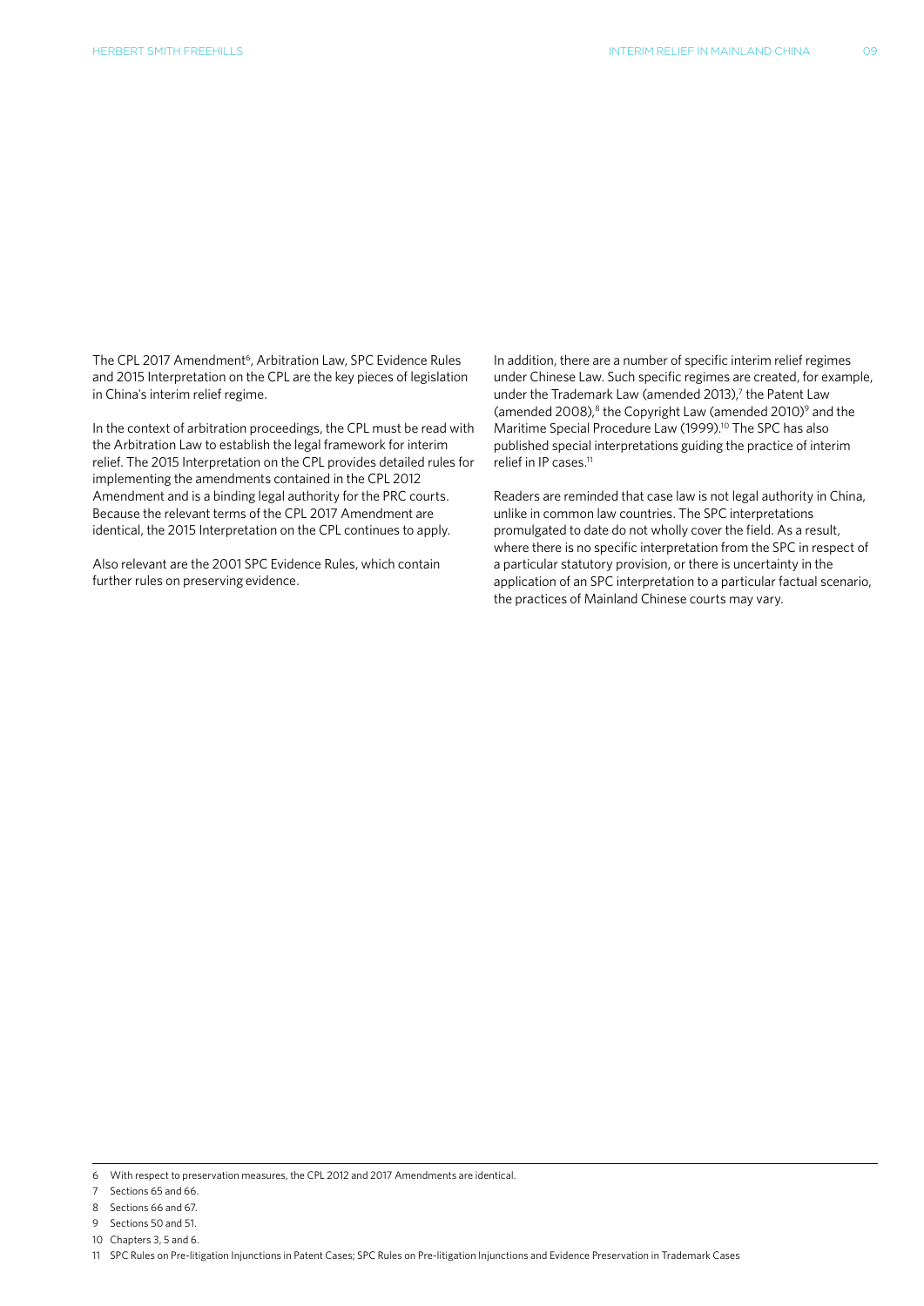The CPL 2017 Amendment[6], Arbitration Law, SPC Evidence Rules and 2015 Interpretation on the CPL are the key pieces of legislation in China's interim relief regime.

In the context of arbitration proceedings, the CPL must be read with the Arbitration Law to establish the legal framework for interim relief. The 2015 Interpretation on the CPL provides detailed rules for implementing the amendments contained in the CPL 2012 Amendment and is a binding legal authority for the PRC courts. Because the relevant terms of the CPL 2017 Amendment are identical, the 2015 Interpretation on the CPL continues to apply.

Also relevant are the 2001 SPC Evidence Rules, which contain further rules on preserving evidence.

In addition, there are a number of specific interim relief regimes under Chinese Law. Such specific regimes are created, for example, under the Trademark Law (amended 2013),[7] the Patent Law (amended 2008),[8] the Copyright Law (amended 2010)[9] and the Maritime Special Procedure Law (1999).[10] The SPC has also published special interpretations guiding the practice of interim relief in IP cases.[11]

Readers are reminded that case law is not legal authority in China, unlike in common law countries. The SPC interpretations promulgated to date do not wholly cover the field. As a result, where there is no specific interpretation from the SPC in respect of a particular statutory provision, or there is uncertainty in the application of an SPC interpretation to a particular factual scenario, the practices of Mainland Chinese courts may vary.

---

6 With respect to preservation measures, the CPL 2012 and 2017 Amendments are identical.

7 Sections 65 and 66.

8 Sections 66 and 67.

9 Sections 50 and 51.

10 Chapters 3, 5 and 6.

11 SPC Rules on Pre-litigation Injunctions in Patent Cases; SPC Rules on Pre-litigation Injunctions and Evidence Preservation in Trademark Cases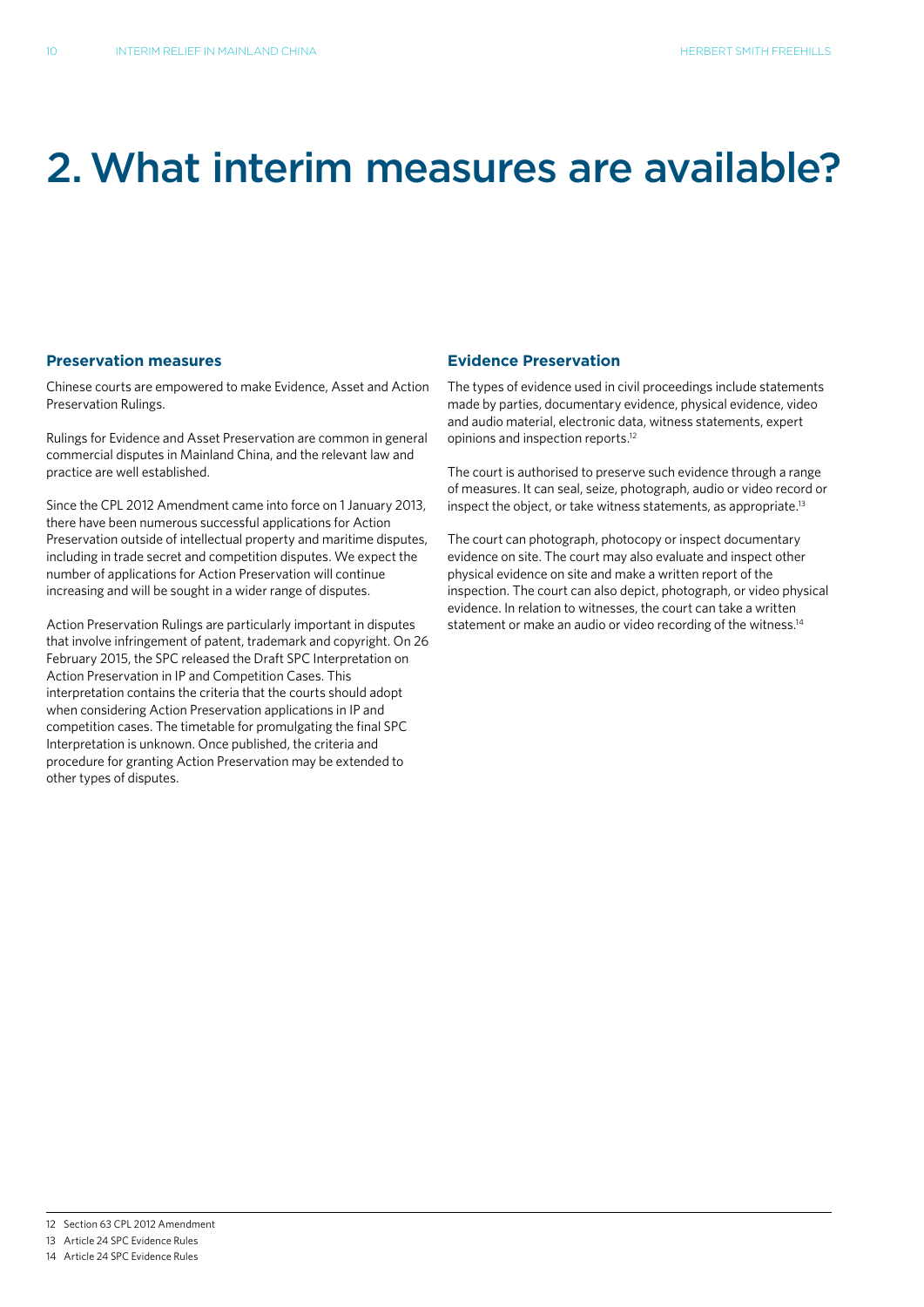# 2. What interim measures are available?

## Preservation measures

Chinese courts are empowered to make Evidence, Asset and Action Preservation Rulings.

Rulings for Evidence and Asset Preservation are common in general commercial disputes in Mainland China, and the relevant law and practice are well established.

Since the CPL 2012 Amendment came into force on 1 January 2013, there have been numerous successful applications for Action Preservation outside of intellectual property and maritime disputes, including in trade secret and competition disputes. We expect the number of applications for Action Preservation will continue increasing and will be sought in a wider range of disputes.

Action Preservation Rulings are particularly important in disputes that involve infringement of patent, trademark and copyright. On 26 February 2015, the SPC released the Draft SPC Interpretation on Action Preservation in IP and Competition Cases. This interpretation contains the criteria that the courts should adopt when considering Action Preservation applications in IP and competition cases. The timetable for promulgating the final SPC Interpretation is unknown. Once published, the criteria and procedure for granting Action Preservation may be extended to other types of disputes.

## Evidence Preservation

The types of evidence used in civil proceedings include statements made by parties, documentary evidence, physical evidence, video and audio material, electronic data, witness statements, expert opinions and inspection reports.[12]

The court is authorised to preserve such evidence through a range of measures. It can seal, seize, photograph, audio or video record or inspect the object, or take witness statements, as appropriate.[13]

The court can photograph, photocopy or inspect documentary evidence on site. The court may also evaluate and inspect other physical evidence on site and make a written report of the inspection. The court can also depict, photograph, or video physical evidence. In relation to witnesses, the court can take a written statement or make an audio or video recording of the witness.[14]

---

12 Section 63 CPL 2012 Amendment

13 Article 24 SPC Evidence Rules

14 Article 24 SPC Evidence Rules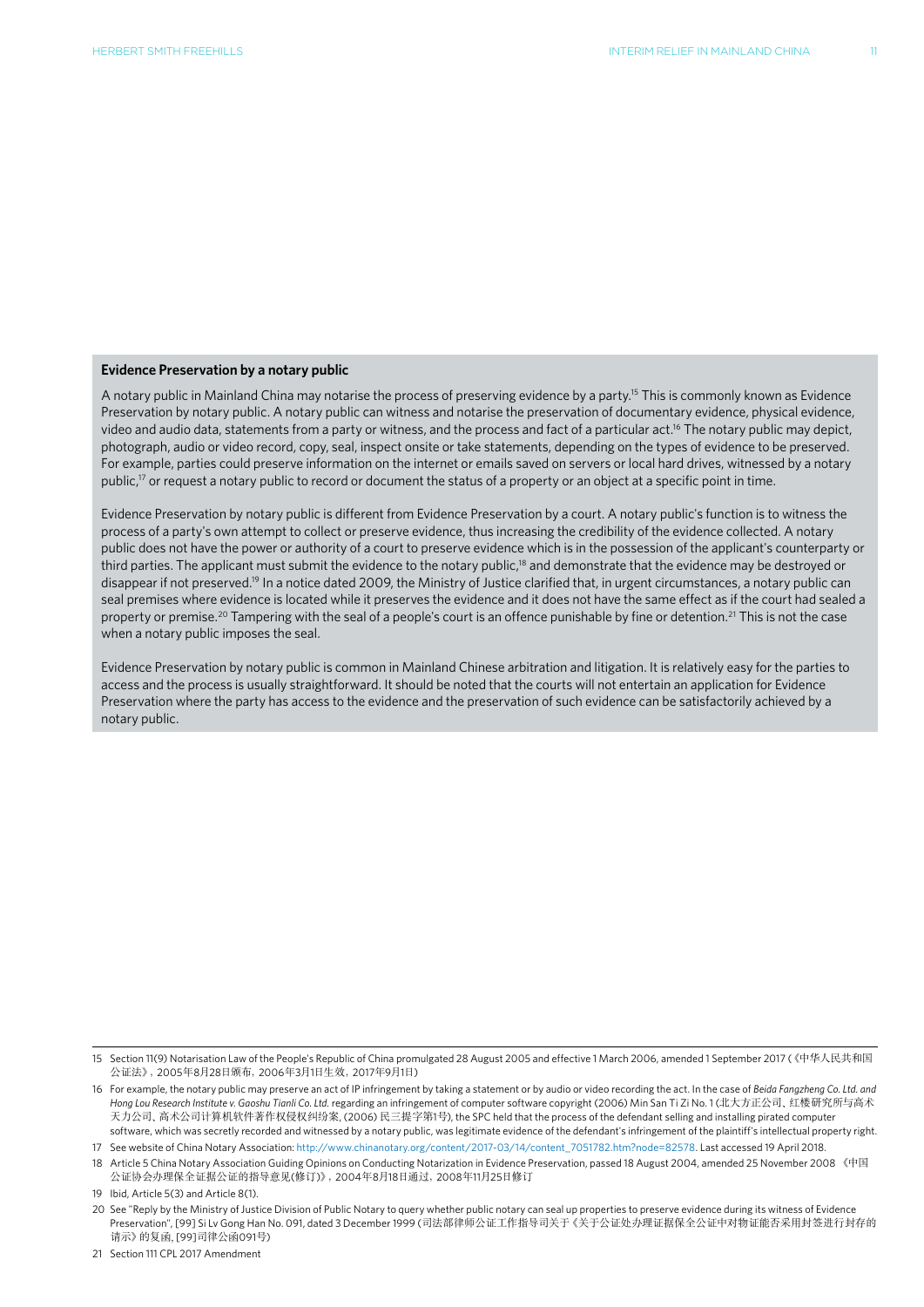**Evidence Preservation by a notary public**

A notary public in Mainland China may notarise the process of preserving evidence by a party.[15] This is commonly known as Evidence Preservation by notary public. A notary public can witness and notarise the preservation of documentary evidence, physical evidence, video and audio data, statements from a party or witness, and the process and fact of a particular act.[16] The notary public may depict, photograph, audio or video record, copy, seal, inspect onsite or take statements, depending on the types of evidence to be preserved. For example, parties could preserve information on the internet or emails saved on servers or local hard drives, witnessed by a notary public,[17] or request a notary public to record or document the status of a property or an object at a specific point in time.

Evidence Preservation by notary public is different from Evidence Preservation by a court. A notary public's function is to witness the process of a party's own attempt to collect or preserve evidence, thus increasing the credibility of the evidence collected. A notary public does not have the power or authority of a court to preserve evidence which is in the possession of the applicant's counterparty or third parties. The applicant must submit the evidence to the notary public,[18] and demonstrate that the evidence may be destroyed or disappear if not preserved.[19] In a notice dated 2009, the Ministry of Justice clarified that, in urgent circumstances, a notary public can seal premises where evidence is located while it preserves the evidence and it does not have the same effect as if the court had sealed a property or premise.[20] Tampering with the seal of a people's court is an offence punishable by fine or detention.[21] This is not the case when a notary public imposes the seal.

Evidence Preservation by notary public is common in Mainland Chinese arbitration and litigation. It is relatively easy for the parties to access and the process is usually straightforward. It should be noted that the courts will not entertain an application for Evidence Preservation where the party has access to the evidence and the preservation of such evidence can be satisfactorily achieved by a notary public.

---

15 Section 11(9) Notarisation Law of the People's Republic of China promulgated 28 August 2005 and effective 1 March 2006, amended 1 September 2017 (《中华人民共和国公证法》，2005年8月28日颁布，2006年3月1日生效，2017年9月1日)

16 For example, the notary public may preserve an act of IP infringement by taking a statement or by audio or video recording the act. In the case of *Beida Fangzheng Co. Ltd. and Hong Lou Research Institute v. Gaoshu Tianli Co. Ltd.* regarding an infringement of computer software copyright (2006) Min San Ti Zi No. 1 (北大方正公司、红楼研究所与高术天力公司、高术公司计算机软件著作权侵权纠纷案, (2006) 民三提字第1号), the SPC held that the process of the defendant selling and installing pirated computer software, which was secretly recorded and witnessed by a notary public, was legitimate evidence of the defendant's infringement of the plaintiff's intellectual property right.

17 See website of China Notary Association: http://www.chinanotary.org/content/2017-03/14/content_7051782.htm?node=82578. Last accessed 19 April 2018.

18 Article 5 China Notary Association Guiding Opinions on Conducting Notarization in Evidence Preservation, passed 18 August 2004, amended 25 November 2008 《中国公证协会办理保全证据公证的指导意见(修订)》，2004年8月18日通过，2008年11月25日修订

19 Ibid, Article 5(3) and Article 8(1).

20 See "Reply by the Ministry of Justice Division of Public Notary to query whether public notary can seal up properties to preserve evidence during its witness of Evidence Preservation", [99] Si Lv Gong Han No. 091, dated 3 December 1999 (司法部律师公证工作指导司关于《关于公证处办理证据保全公证中对物证能否采用封签进行封存的请示》的复函, [99]司律公函091号)

21 Section 111 CPL 2017 Amendment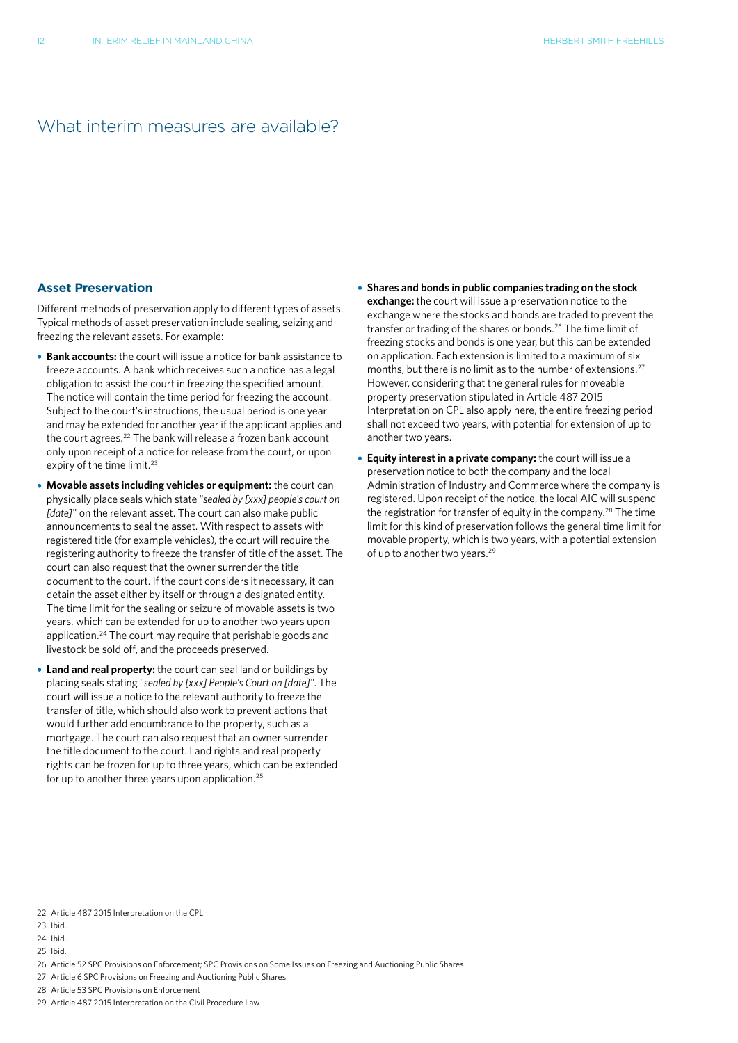# What interim measures are available?

## Asset Preservation

Different methods of preservation apply to different types of assets. Typical methods of asset preservation include sealing, seizing and freezing the relevant assets. For example:

- **Bank accounts:** the court will issue a notice for bank assistance to freeze accounts. A bank which receives such a notice has a legal obligation to assist the court in freezing the specified amount. The notice will contain the time period for freezing the account. Subject to the court's instructions, the usual period is one year and may be extended for another year if the applicant applies and the court agrees.[22] The bank will release a frozen bank account only upon receipt of a notice for release from the court, or upon expiry of the time limit.[23]
- **Movable assets including vehicles or equipment:** the court can physically place seals which state "*sealed by [xxx] people's court on [date]*" on the relevant asset. The court can also make public announcements to seal the asset. With respect to assets with registered title (for example vehicles), the court will require the registering authority to freeze the transfer of title of the asset. The court can also request that the owner surrender the title document to the court. If the court considers it necessary, it can detain the asset either by itself or through a designated entity. The time limit for the sealing or seizure of movable assets is two years, which can be extended for up to another two years upon application.[24] The court may require that perishable goods and livestock be sold off, and the proceeds preserved.
- **Land and real property:** the court can seal land or buildings by placing seals stating "*sealed by [xxx] People's Court on [date]*". The court will issue a notice to the relevant authority to freeze the transfer of title, which should also work to prevent actions that would further add encumbrance to the property, such as a mortgage. The court can also request that an owner surrender the title document to the court. Land rights and real property rights can be frozen for up to three years, which can be extended for up to another three years upon application.[25]
- **Shares and bonds in public companies trading on the stock exchange:** the court will issue a preservation notice to the exchange where the stocks and bonds are traded to prevent the transfer or trading of the shares or bonds.[26] The time limit of freezing stocks and bonds is one year, but this can be extended on application. Each extension is limited to a maximum of six months, but there is no limit as to the number of extensions.[27] However, considering that the general rules for moveable property preservation stipulated in Article 487 2015 Interpretation on CPL also apply here, the entire freezing period shall not exceed two years, with potential for extension of up to another two years.
- **Equity interest in a private company:** the court will issue a preservation notice to both the company and the local Administration of Industry and Commerce where the company is registered. Upon receipt of the notice, the local AIC will suspend the registration for transfer of equity in the company.[28] The time limit for this kind of preservation follows the general time limit for movable property, which is two years, with a potential extension of up to another two years.[29]

---

22 Article 487 2015 Interpretation on the CPL

23 Ibid.

24 Ibid.

25 Ibid.

26 Article 52 SPC Provisions on Enforcement; SPC Provisions on Some Issues on Freezing and Auctioning Public Shares

27 Article 6 SPC Provisions on Freezing and Auctioning Public Shares

28 Article 53 SPC Provisions on Enforcement

29 Article 487 2015 Interpretation on the Civil Procedure Law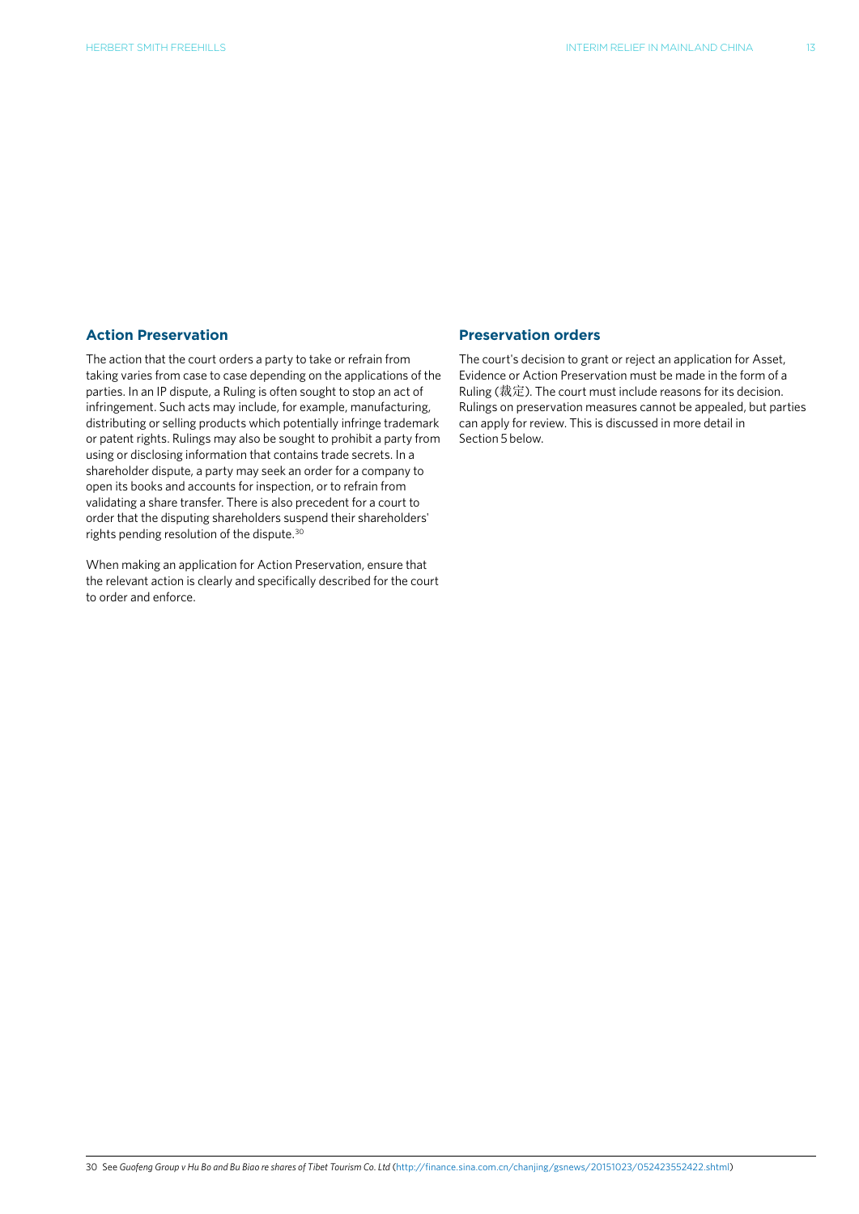## Action Preservation

The action that the court orders a party to take or refrain from taking varies from case to case depending on the applications of the parties. In an IP dispute, a Ruling is often sought to stop an act of infringement. Such acts may include, for example, manufacturing, distributing or selling products which potentially infringe trademark or patent rights. Rulings may also be sought to prohibit a party from using or disclosing information that contains trade secrets. In a shareholder dispute, a party may seek an order for a company to open its books and accounts for inspection, or to refrain from validating a share transfer. There is also precedent for a court to order that the disputing shareholders suspend their shareholders' rights pending resolution of the dispute.[30]

When making an application for Action Preservation, ensure that the relevant action is clearly and specifically described for the court to order and enforce.

## Preservation orders

The court's decision to grant or reject an application for Asset, Evidence or Action Preservation must be made in the form of a Ruling (裁定). The court must include reasons for its decision. Rulings on preservation measures cannot be appealed, but parties can apply for review. This is discussed in more detail in Section 5 below.

---

30 See *Guofeng Group v Hu Bo and Bu Biao re shares of Tibet Tourism Co. Ltd* (http://finance.sina.com.cn/chanjing/gsnews/20151023/052423552422.shtml)